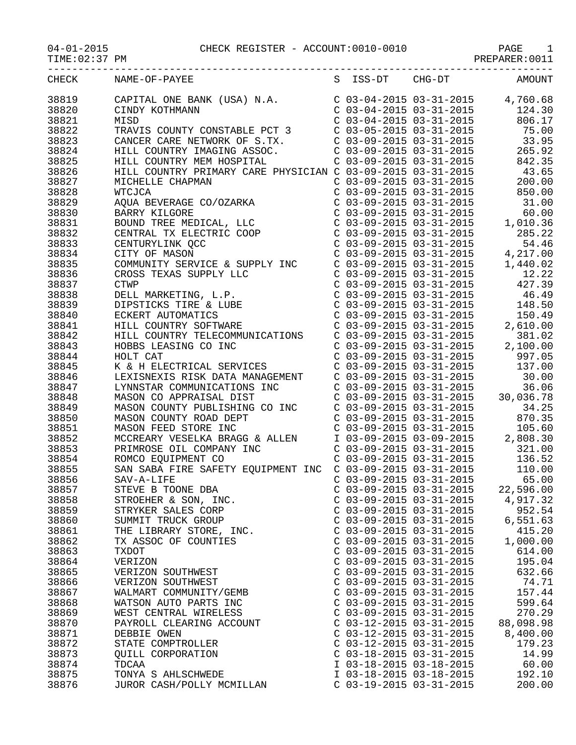04-01-2015 CHECK REGISTER - ACCOUNT:0010-0010 PAGE 1

TIME:02:37 PM PREPARER:0011

| CHECK | NAME-OF-PAYEE | S | ISS-DT | CHG-DT | AMOUNT |
|---|---|---|---|---|---|
| 38819 | CAPITAL ONE BANK (USA) N.A. | C | 03-04-2015 | 03-31-2015 | 4,760.68 |
| 38820 | CINDY KOTHMANN | C | 03-04-2015 | 03-31-2015 | 124.30 |
| 38821 | MISD | C | 03-04-2015 | 03-31-2015 | 806.17 |
| 38822 | TRAVIS COUNTY CONSTABLE PCT 3 | C | 03-05-2015 | 03-31-2015 | 75.00 |
| 38823 | CANCER CARE NETWORK OF S.TX. | C | 03-09-2015 | 03-31-2015 | 33.95 |
| 38824 | HILL COUNTRY IMAGING ASSOC. | C | 03-09-2015 | 03-31-2015 | 265.92 |
| 38825 | HILL COUNTRY MEM HOSPITAL | C | 03-09-2015 | 03-31-2015 | 842.35 |
| 38826 | HILL COUNTRY PRIMARY CARE PHYSICIAN | C | 03-09-2015 | 03-31-2015 | 43.65 |
| 38827 | MICHELLE CHAPMAN | C | 03-09-2015 | 03-31-2015 | 200.00 |
| 38828 | WTCJCA | C | 03-09-2015 | 03-31-2015 | 850.00 |
| 38829 | AQUA BEVERAGE CO/OZARKA | C | 03-09-2015 | 03-31-2015 | 31.00 |
| 38830 | BARRY KILGORE | C | 03-09-2015 | 03-31-2015 | 60.00 |
| 38831 | BOUND TREE MEDICAL, LLC | C | 03-09-2015 | 03-31-2015 | 1,010.36 |
| 38832 | CENTRAL TX ELECTRIC COOP | C | 03-09-2015 | 03-31-2015 | 285.22 |
| 38833 | CENTURYLINK QCC | C | 03-09-2015 | 03-31-2015 | 54.46 |
| 38834 | CITY OF MASON | C | 03-09-2015 | 03-31-2015 | 4,217.00 |
| 38835 | COMMUNITY SERVICE & SUPPLY INC | C | 03-09-2015 | 03-31-2015 | 1,440.02 |
| 38836 | CROSS TEXAS SUPPLY LLC | C | 03-09-2015 | 03-31-2015 | 12.22 |
| 38837 | CTWP | C | 03-09-2015 | 03-31-2015 | 427.39 |
| 38838 | DELL MARKETING, L.P. | C | 03-09-2015 | 03-31-2015 | 46.49 |
| 38839 | DIPSTICKS TIRE & LUBE | C | 03-09-2015 | 03-31-2015 | 148.50 |
| 38840 | ECKERT AUTOMATICS | C | 03-09-2015 | 03-31-2015 | 150.49 |
| 38841 | HILL COUNTRY SOFTWARE | C | 03-09-2015 | 03-31-2015 | 2,610.00 |
| 38842 | HILL COUNTRY TELECOMMUNICATIONS | C | 03-09-2015 | 03-31-2015 | 381.02 |
| 38843 | HOBBS LEASING CO INC | C | 03-09-2015 | 03-31-2015 | 2,100.00 |
| 38844 | HOLT CAT | C | 03-09-2015 | 03-31-2015 | 997.05 |
| 38845 | K & H ELECTRICAL SERVICES | C | 03-09-2015 | 03-31-2015 | 137.00 |
| 38846 | LEXISNEXIS RISK DATA MANAGEMENT | C | 03-09-2015 | 03-31-2015 | 30.00 |
| 38847 | LYNNSTAR COMMUNICATIONS INC | C | 03-09-2015 | 03-31-2015 | 36.06 |
| 38848 | MASON CO APPRAISAL DIST | C | 03-09-2015 | 03-31-2015 | 30,036.78 |
| 38849 | MASON COUNTY PUBLISHING CO INC | C | 03-09-2015 | 03-31-2015 | 34.25 |
| 38850 | MASON COUNTY ROAD DEPT | C | 03-09-2015 | 03-31-2015 | 870.35 |
| 38851 | MASON FEED STORE INC | C | 03-09-2015 | 03-31-2015 | 105.60 |
| 38852 | MCCREARY VESELKA BRAGG & ALLEN | I | 03-09-2015 | 03-09-2015 | 2,808.30 |
| 38853 | PRIMROSE OIL COMPANY INC | C | 03-09-2015 | 03-31-2015 | 321.00 |
| 38854 | ROMCO EQUIPMENT CO | C | 03-09-2015 | 03-31-2015 | 136.52 |
| 38855 | SAN SABA FIRE SAFETY EQUIPMENT INC | C | 03-09-2015 | 03-31-2015 | 110.00 |
| 38856 | SAV-A-LIFE | C | 03-09-2015 | 03-31-2015 | 65.00 |
| 38857 | STEVE B TOONE DBA | C | 03-09-2015 | 03-31-2015 | 22,596.00 |
| 38858 | STROEHER & SON, INC. | C | 03-09-2015 | 03-31-2015 | 4,917.32 |
| 38859 | STRYKER SALES CORP | C | 03-09-2015 | 03-31-2015 | 952.54 |
| 38860 | SUMMIT TRUCK GROUP | C | 03-09-2015 | 03-31-2015 | 6,551.63 |
| 38861 | THE LIBRARY STORE, INC. | C | 03-09-2015 | 03-31-2015 | 415.20 |
| 38862 | TX ASSOC OF COUNTIES | C | 03-09-2015 | 03-31-2015 | 1,000.00 |
| 38863 | TXDOT | C | 03-09-2015 | 03-31-2015 | 614.00 |
| 38864 | VERIZON | C | 03-09-2015 | 03-31-2015 | 195.04 |
| 38865 | VERIZON SOUTHWEST | C | 03-09-2015 | 03-31-2015 | 632.66 |
| 38866 | VERIZON SOUTHWEST | C | 03-09-2015 | 03-31-2015 | 74.71 |
| 38867 | WALMART COMMUNITY/GEMB | C | 03-09-2015 | 03-31-2015 | 157.44 |
| 38868 | WATSON AUTO PARTS INC | C | 03-09-2015 | 03-31-2015 | 599.64 |
| 38869 | WEST CENTRAL WIRELESS | C | 03-09-2015 | 03-31-2015 | 270.29 |
| 38870 | PAYROLL CLEARING ACCOUNT | C | 03-12-2015 | 03-31-2015 | 88,098.98 |
| 38871 | DEBBIE OWEN | C | 03-12-2015 | 03-31-2015 | 8,400.00 |
| 38872 | STATE COMPTROLLER | C | 03-12-2015 | 03-31-2015 | 179.23 |
| 38873 | QUILL CORPORATION | C | 03-18-2015 | 03-31-2015 | 14.99 |
| 38874 | TDCAA | I | 03-18-2015 | 03-18-2015 | 60.00 |
| 38875 | TONYA S AHLSCHWEDE | I | 03-18-2015 | 03-18-2015 | 192.10 |
| 38876 | JUROR CASH/POLLY MCMILLAN | C | 03-19-2015 | 03-31-2015 | 200.00 |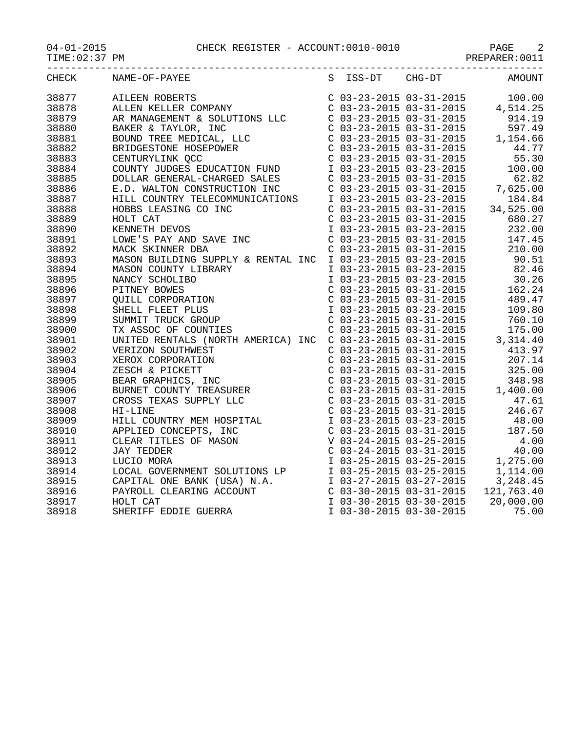04-01-2015 CHECK REGISTER - ACCOUNT:0010-0010

TIME:02:37 PM PREPARER:0011

| CHECK | NAME-OF-PAYEE | S | ISS-DT | CHG-DT | AMOUNT |
|---|---|---|---|---|---|
| 38877 | AILEEN ROBERTS | C | 03-23-2015 | 03-31-2015 | 100.00 |
| 38878 | ALLEN KELLER COMPANY | C | 03-23-2015 | 03-31-2015 | 4,514.25 |
| 38879 | AR MANAGEMENT & SOLUTIONS LLC | C | 03-23-2015 | 03-31-2015 | 914.19 |
| 38880 | BAKER & TAYLOR, INC | C | 03-23-2015 | 03-31-2015 | 597.49 |
| 38881 | BOUND TREE MEDICAL, LLC | C | 03-23-2015 | 03-31-2015 | 1,154.66 |
| 38882 | BRIDGESTONE HOSEPOWER | C | 03-23-2015 | 03-31-2015 | 44.77 |
| 38883 | CENTURYLINK QCC | C | 03-23-2015 | 03-31-2015 | 55.30 |
| 38884 | COUNTY JUDGES EDUCATION FUND | I | 03-23-2015 | 03-23-2015 | 100.00 |
| 38885 | DOLLAR GENERAL-CHARGED SALES | C | 03-23-2015 | 03-31-2015 | 62.82 |
| 38886 | E.D. WALTON CONSTRUCTION INC | C | 03-23-2015 | 03-31-2015 | 7,625.00 |
| 38887 | HILL COUNTRY TELECOMMUNICATIONS | I | 03-23-2015 | 03-23-2015 | 184.84 |
| 38888 | HOBBS LEASING CO INC | C | 03-23-2015 | 03-31-2015 | 34,525.00 |
| 38889 | HOLT CAT | C | 03-23-2015 | 03-31-2015 | 680.27 |
| 38890 | KENNETH DEVOS | I | 03-23-2015 | 03-23-2015 | 232.00 |
| 38891 | LOWE'S PAY AND SAVE INC | C | 03-23-2015 | 03-31-2015 | 147.45 |
| 38892 | MACK SKINNER DBA | C | 03-23-2015 | 03-31-2015 | 210.00 |
| 38893 | MASON BUILDING SUPPLY & RENTAL INC | I | 03-23-2015 | 03-23-2015 | 90.51 |
| 38894 | MASON COUNTY LIBRARY | I | 03-23-2015 | 03-23-2015 | 82.46 |
| 38895 | NANCY SCHOLIBO | I | 03-23-2015 | 03-23-2015 | 30.26 |
| 38896 | PITNEY BOWES | C | 03-23-2015 | 03-31-2015 | 162.24 |
| 38897 | QUILL CORPORATION | C | 03-23-2015 | 03-31-2015 | 489.47 |
| 38898 | SHELL FLEET PLUS | I | 03-23-2015 | 03-23-2015 | 109.80 |
| 38899 | SUMMIT TRUCK GROUP | C | 03-23-2015 | 03-31-2015 | 760.10 |
| 38900 | TX ASSOC OF COUNTIES | C | 03-23-2015 | 03-31-2015 | 175.00 |
| 38901 | UNITED RENTALS (NORTH AMERICA) INC | C | 03-23-2015 | 03-31-2015 | 3,314.40 |
| 38902 | VERIZON SOUTHWEST | C | 03-23-2015 | 03-31-2015 | 413.97 |
| 38903 | XEROX CORPORATION | C | 03-23-2015 | 03-31-2015 | 207.14 |
| 38904 | ZESCH & PICKETT | C | 03-23-2015 | 03-31-2015 | 325.00 |
| 38905 | BEAR GRAPHICS, INC | C | 03-23-2015 | 03-31-2015 | 348.98 |
| 38906 | BURNET COUNTY TREASURER | C | 03-23-2015 | 03-31-2015 | 1,400.00 |
| 38907 | CROSS TEXAS SUPPLY LLC | C | 03-23-2015 | 03-31-2015 | 47.61 |
| 38908 | HI-LINE | C | 03-23-2015 | 03-31-2015 | 246.67 |
| 38909 | HILL COUNTRY MEM HOSPITAL | I | 03-23-2015 | 03-23-2015 | 48.00 |
| 38910 | APPLIED CONCEPTS, INC | C | 03-23-2015 | 03-31-2015 | 187.50 |
| 38911 | CLEAR TITLES OF MASON | V | 03-24-2015 | 03-25-2015 | 4.00 |
| 38912 | JAY TEDDER | C | 03-24-2015 | 03-31-2015 | 40.00 |
| 38913 | LUCIO MORA | I | 03-25-2015 | 03-25-2015 | 1,275.00 |
| 38914 | LOCAL GOVERNMENT SOLUTIONS LP | I | 03-25-2015 | 03-25-2015 | 1,114.00 |
| 38915 | CAPITAL ONE BANK (USA) N.A. | I | 03-27-2015 | 03-27-2015 | 3,248.45 |
| 38916 | PAYROLL CLEARING ACCOUNT | C | 03-30-2015 | 03-31-2015 | 121,763.40 |
| 38917 | HOLT CAT | I | 03-30-2015 | 03-30-2015 | 20,000.00 |
| 38918 | SHERIFF EDDIE GUERRA | I | 03-30-2015 | 03-30-2015 | 75.00 |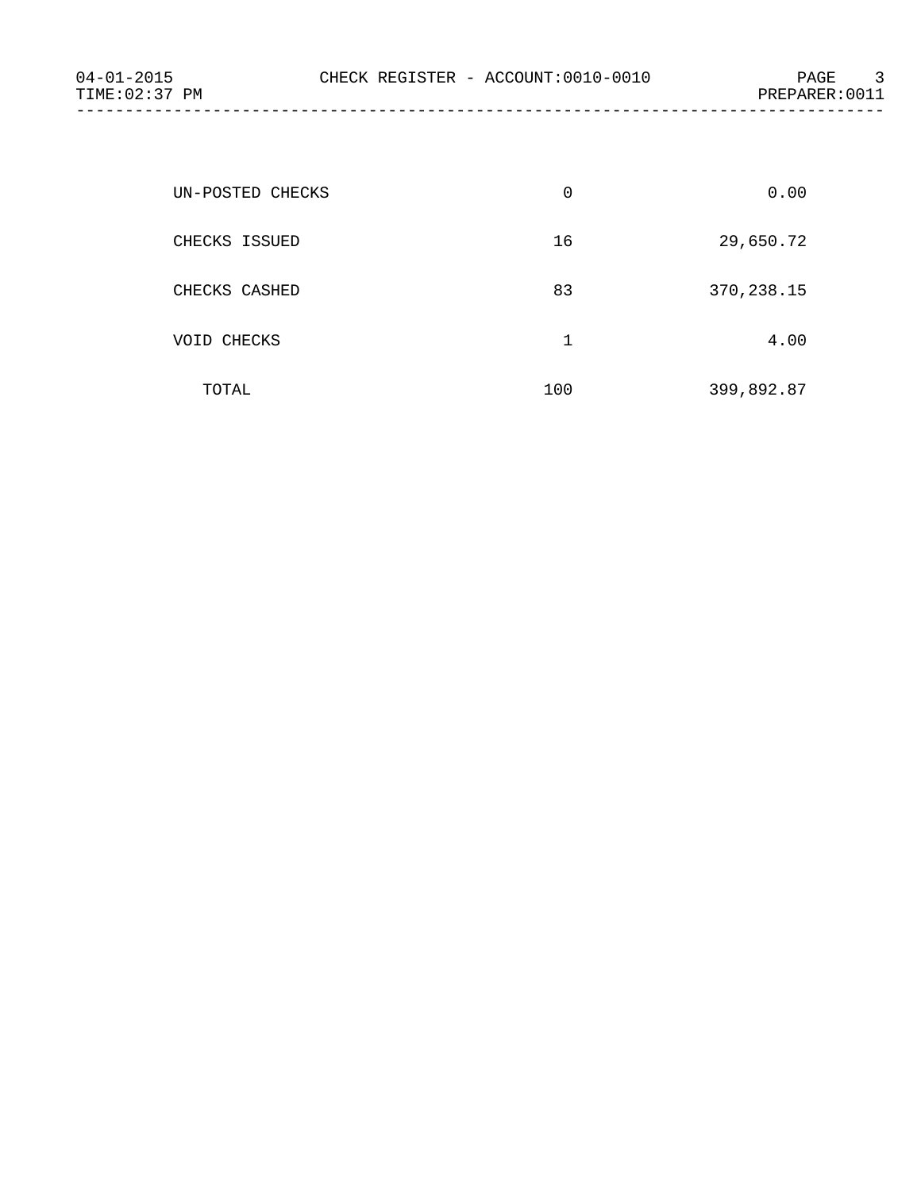| | | |
|---|---|---|
| UN-POSTED CHECKS | 0 | 0.00 |
| CHECKS ISSUED | 16 | 29,650.72 |
| CHECKS CASHED | 83 | 370,238.15 |
| VOID CHECKS | 1 | 4.00 |
| TOTAL | 100 | 399,892.87 |